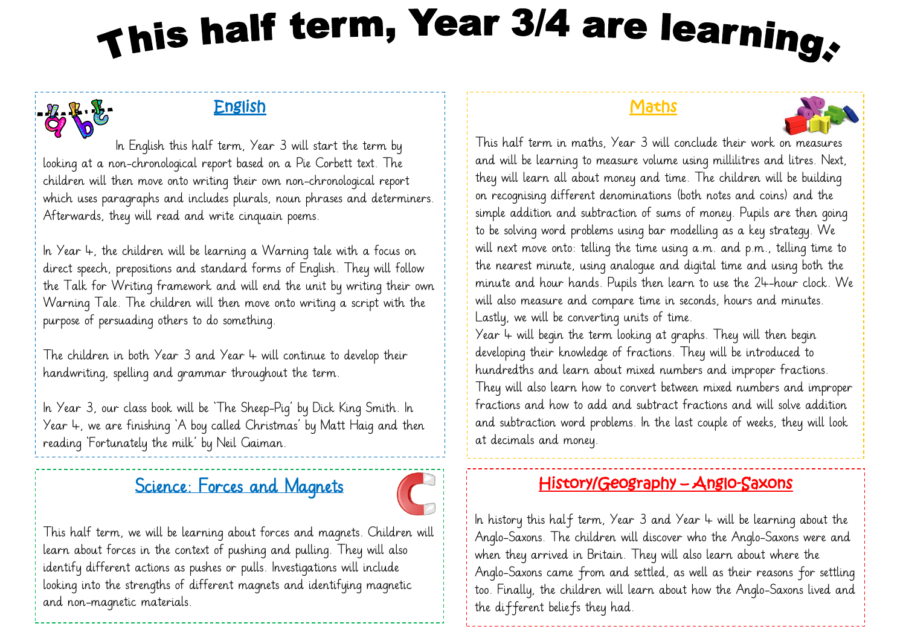# This half term, Year 3/4 are learning:

## English

In English this half term, Year 3 will start the term by looking at a non-chronological report based on a Pie Corbett text. The children will then move onto writing their own non-chronological report which uses paragraphs and includes plurals, noun phrases and determiners. Afterwards, they will read and write cinquain poems.

In Year 4, the children will be learning a Warning tale with a focus on direct speech, prepositions and standard forms of English. They will follow the Talk for Writing framework and will end the unit by writing their own Warning Tale. The children will then move onto writing a script with the purpose of persuading others to do something.

The children in both Year 3 and Year 4 will continue to develop their handwriting, spelling and grammar throughout the term.

In Year 3, our class book will be 'The Sheep-Pig' by Dick King Smith. In Year 4, we are finishing 'A boy called Christmas' by Matt Haig and then reading 'Fortunately the milk' by Neil Gaiman.

## Maths

This half term in maths, Year 3 will conclude their work on measures and will be learning to measure volume using millilitres and litres. Next, they will learn all about money and time. The children will be building on recognising different denominations (both notes and coins) and the simple addition and subtraction of sums of money. Pupils are then going to be solving word problems using bar modelling as a key strategy. We will next move onto: telling the time using a.m. and p.m., telling time to the nearest minute, using analogue and digital time and using both the minute and hour hands. Pupils then learn to use the 24-hour clock. We will also measure and compare time in seconds, hours and minutes. Lastly, we will be converting units of time.

Year 4 will begin the term looking at graphs. They will then begin developing their knowledge of fractions. They will be introduced to hundredths and learn about mixed numbers and improper fractions. They will also learn how to convert between mixed numbers and improper fractions and how to add and subtract fractions and will solve addition and subtraction word problems. In the last couple of weeks, they will look at decimals and money.

## Science: Forces and Magnets

This half term, we will be learning about forces and magnets. Children will learn about forces in the context of pushing and pulling. They will also identify different actions as pushes or pulls. Investigations will include looking into the strengths of different magnets and identifying magnetic and non-magnetic materials.

## History/Geography – Anglo-Saxons

In history this half term, Year 3 and Year 4 will be learning about the Anglo-Saxons. The children will discover who the Anglo-Saxons were and when they arrived in Britain. They will also learn about where the Anglo-Saxons came from and settled, as well as their reasons for settling too. Finally, the children will learn about how the Anglo-Saxons lived and the different beliefs they had.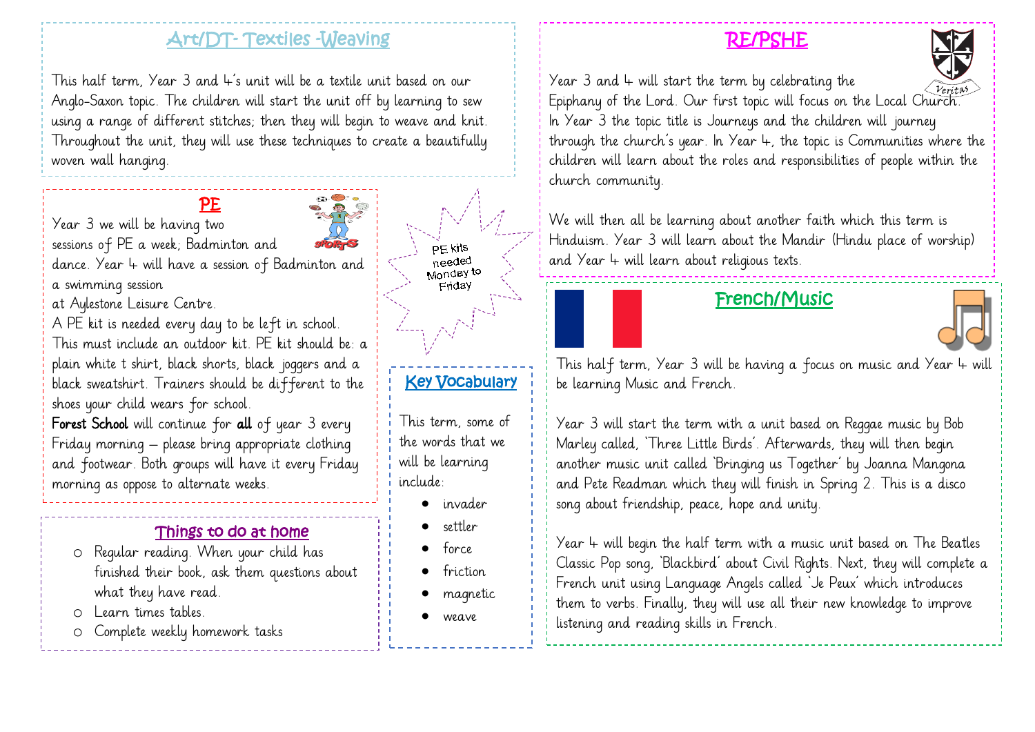## Art/DT- Textiles -Weaving

This half term, Year 3 and 4's unit will be a textile unit based on our Anglo-Saxon topic. The children will start the unit off by learning to sew using a range of different stitches; then they will begin to weave and knit. Throughout the unit, they will use these techniques to create a beautifully woven wall hanging.

## PE

Year 3 we will be having two sessions of PE a week; Badminton and dance. Year 4 will have a session of Badminton and a swimming session at Aylestone Leisure Centre.

A PE kit is needed every day to be left in school. This must include an outdoor kit. PE kit should be: a plain white t shirt, black shorts, black joggers and a black sweatshirt. Trainers should be different to the shoes your child wears for school.

**Forest School** will continue for **all** of year 3 every Friday morning – please bring appropriate clothing and footwear. Both groups will have it every Friday morning as oppose to alternate weeks.

PE kits needed Monday to Friday

## Things to do at home

- Regular reading. When your child has finished their book, ask them questions about what they have read.
- Learn times tables.
- Complete weekly homework tasks

## Key Vocabulary

This term, some of the words that we will be learning include:

- invader
- settler
- force
- friction
- magnetic
- weave

## RE/PSHE

Year 3 and 4 will start the term by celebrating the Epiphany of the Lord. Our first topic will focus on the Local Church. In Year 3 the topic title is Journeys and the children will journey through the church's year. In Year 4, the topic is Communities where the children will learn about the roles and responsibilities of people within the church community.

We will then all be learning about another faith which this term is Hinduism. Year 3 will learn about the Mandir (Hindu place of worship) and Year 4 will learn about religious texts.

## French/Music

This half term, Year 3 will be having a focus on music and Year 4 will be learning Music and French.

Year 3 will start the term with a unit based on Reggae music by Bob Marley called, 'Three Little Birds'. Afterwards, they will then begin another music unit called 'Bringing us Together' by Joanna Mangona and Pete Readman which they will finish in Spring 2. This is a disco song about friendship, peace, hope and unity.

Year 4 will begin the half term with a music unit based on The Beatles Classic Pop song, 'Blackbird' about Civil Rights. Next, they will complete a French unit using Language Angels called 'Je Peux' which introduces them to verbs. Finally, they will use all their new knowledge to improve listening and reading skills in French.